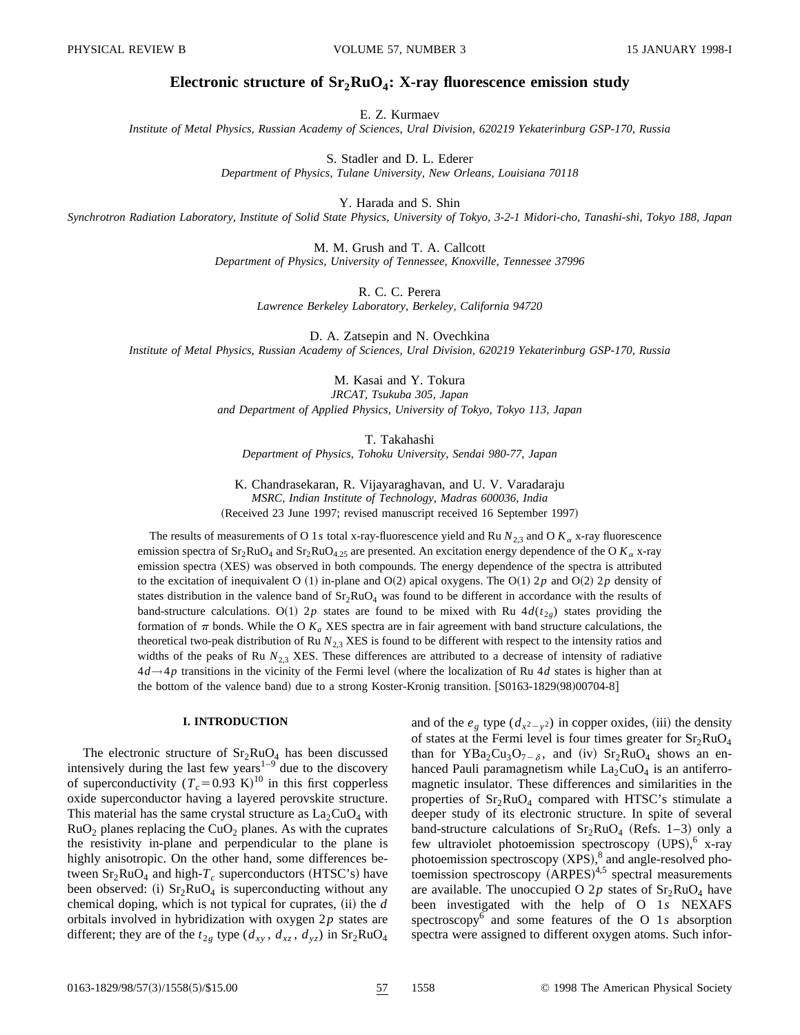# Electronic structure of $Sr_2RuO_4$: X-ray fluorescence emission study

E. Z. Kurmaev

*Institute of Metal Physics, Russian Academy of Sciences, Ural Division, 620219 Yekaterinburg GSP-170, Russia*

S. Stadler and D. L. Ederer

*Department of Physics, Tulane University, New Orleans, Louisiana 70118*

Y. Harada and S. Shin

*Synchrotron Radiation Laboratory, Institute of Solid State Physics, University of Tokyo, 3-2-1 Midori-cho, Tanashi-shi, Tokyo 188, Japan*

M. M. Grush and T. A. Callcott

*Department of Physics, University of Tennessee, Knoxville, Tennessee 37996*

R. C. C. Perera

*Lawrence Berkeley Laboratory, Berkeley, California 94720*

D. A. Zatsepin and N. Ovechkina

*Institute of Metal Physics, Russian Academy of Sciences, Ural Division, 620219 Yekaterinburg GSP-170, Russia*

M. Kasai and Y. Tokura

*JRCAT, Tsukuba 305, Japan*
*and Department of Applied Physics, University of Tokyo, Tokyo 113, Japan*

T. Takahashi

*Department of Physics, Tohoku University, Sendai 980-77, Japan*

K. Chandrasekaran, R. Vijayaraghavan, and U. V. Varadaraju

*MSRC, Indian Institute of Technology, Madras 600036, India*

(Received 23 June 1997; revised manuscript received 16 September 1997)

The results of measurements of O 1*s* total x-ray-fluorescence yield and Ru $N_{2,3}$ and O $K_\alpha$ x-ray fluorescence emission spectra of $Sr_2RuO_4$ and $Sr_2RuO_{4.25}$ are presented. An excitation energy dependence of the O $K_\alpha$ x-ray emission spectra (XES) was observed in both compounds. The energy dependence of the spectra is attributed to the excitation of inequivalent O (1) in-plane and O(2) apical oxygens. The O(1) 2*p* and O(2) 2*p* density of states distribution in the valence band of $Sr_2RuO_4$ was found to be different in accordance with the results of band-structure calculations. O(1) 2*p* states are found to be mixed with Ru $4d(t_{2g})$ states providing the formation of $\pi$ bonds. While the O $K_\alpha$ XES spectra are in fair agreement with band structure calculations, the theoretical two-peak distribution of Ru $N_{2,3}$ XES is found to be different with respect to the intensity ratios and widths of the peaks of Ru $N_{2,3}$ XES. These differences are attributed to a decrease of intensity of radiative $4d \rightarrow 4p$ transitions in the vicinity of the Fermi level (where the localization of Ru 4*d* states is higher than at the bottom of the valence band) due to a strong Koster-Kronig transition. [S0163-1829(98)00704-8]

## I. INTRODUCTION

The electronic structure of $Sr_2RuO_4$ has been discussed intensively during the last few years[1–9] due to the discovery of superconductivity ($T_c = 0.93$ K)[10] in this first copperless oxide superconductor having a layered perovskite structure. This material has the same crystal structure as $La_2CuO_4$ with $RuO_2$ planes replacing the $CuO_2$ planes. As with the cuprates the resistivity in-plane and perpendicular to the plane is highly anisotropic. On the other hand, some differences between $Sr_2RuO_4$ and high-$T_c$ superconductors (HTSC's) have been observed: (i) $Sr_2RuO_4$ is superconducting without any chemical doping, which is not typical for cuprates, (ii) the *d* orbitals involved in hybridization with oxygen 2*p* states are different; they are of the $t_{2g}$ type ($d_{xy}$, $d_{xz}$, $d_{yz}$) in $Sr_2RuO_4$ and of the $e_g$ type ($d_{x^2-y^2}$) in copper oxides, (iii) the density of states at the Fermi level is four times greater for $Sr_2RuO_4$ than for $YBa_2Cu_3O_{7-\delta}$, and (iv) $Sr_2RuO_4$ shows an enhanced Pauli paramagnetism while $La_2CuO_4$ is an antiferromagnetic insulator. These differences and similarities in the properties of $Sr_2RuO_4$ compared with HTSC's stimulate a deeper study of its electronic structure. In spite of several band-structure calculations of $Sr_2RuO_4$ (Refs. 1–3) only a few ultraviolet photoemission spectroscopy (UPS),[6] x-ray photoemission spectroscopy (XPS),[8] and angle-resolved photoemission spectroscopy (ARPES)[4,5] spectral measurements are available. The unoccupied O 2*p* states of $Sr_2RuO_4$ have been investigated with the help of O 1*s* NEXAFS spectroscopy[6] and some features of the O 1*s* absorption spectra were assigned to different oxygen atoms. Such infor-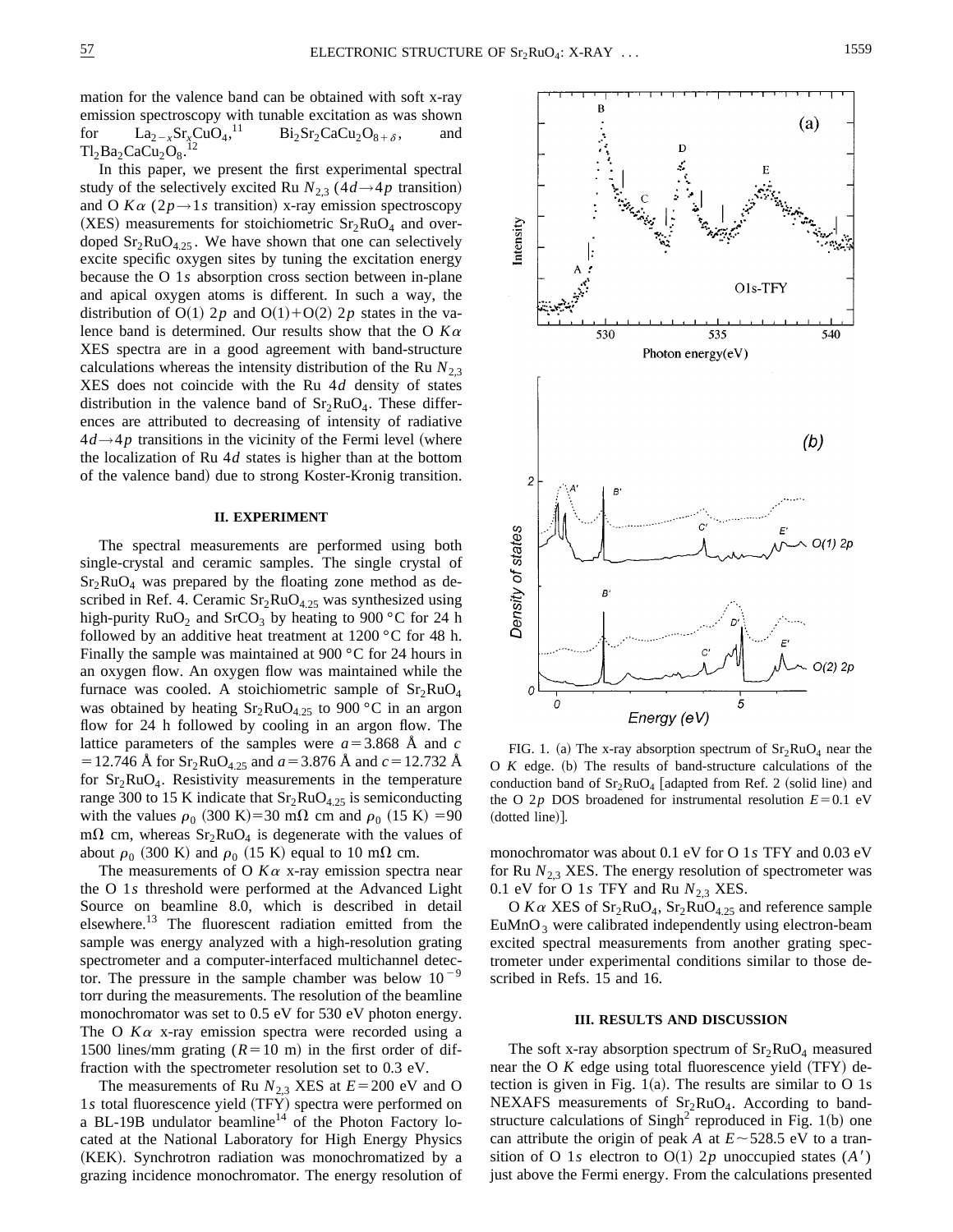mation for the valence band can be obtained with soft x-ray emission spectroscopy with tunable excitation as was shown for $La_{2-x}Sr_xCuO_4$,[11] $Bi_2Sr_2CaCu_2O_{8+\delta}$, and $Tl_2Ba_2CaCu_2O_8$.[12]

In this paper, we present the first experimental spectral study of the selectively excited Ru $N_{2,3}$ ($4d\rightarrow 4p$ transition) and O $K\alpha$ ($2p\rightarrow 1s$ transition) x-ray emission spectroscopy (XES) measurements for stoichiometric $Sr_2RuO_4$ and overdoped $Sr_2RuO_{4.25}$. We have shown that one can selectively excite specific oxygen sites by tuning the excitation energy because the O 1$s$ absorption cross section between in-plane and apical oxygen atoms is different. In such a way, the distribution of O(1) 2$p$ and O(1)+O(2) 2$p$ states in the valence band is determined. Our results show that the O $K\alpha$ XES spectra are in a good agreement with band-structure calculations whereas the intensity distribution of the Ru $N_{2,3}$ XES does not coincide with the Ru 4$d$ density of states distribution in the valence band of $Sr_2RuO_4$. These differences are attributed to decreasing of intensity of radiative $4d\rightarrow 4p$ transitions in the vicinity of the Fermi level (where the localization of Ru 4$d$ states is higher than at the bottom of the valence band) due to strong Koster-Kronig transition.

## II. EXPERIMENT

The spectral measurements are performed using both single-crystal and ceramic samples. The single crystal of $Sr_2RuO_4$ was prepared by the floating zone method as described in Ref. 4. Ceramic $Sr_2RuO_{4.25}$ was synthesized using high-purity $RuO_2$ and $SrCO_3$ by heating to 900 °C for 24 h followed by an additive heat treatment at 1200 °C for 48 h. Finally the sample was maintained at 900 °C for 24 hours in an oxygen flow. An oxygen flow was maintained while the furnace was cooled. A stoichiometric sample of $Sr_2RuO_4$ was obtained by heating $Sr_2RuO_{4.25}$ to 900 °C in an argon flow for 24 h followed by cooling in an argon flow. The lattice parameters of the samples were $a=3.868$ Å and $c=12.746$ Å for $Sr_2RuO_{4.25}$ and $a=3.876$ Å and $c=12.732$ Å for $Sr_2RuO_4$. Resistivity measurements in the temperature range 300 to 15 K indicate that $Sr_2RuO_{4.25}$ is semiconducting with the values $\rho_0$ (300 K)=30 m$\Omega$ cm and $\rho_0$ (15 K) =90 m$\Omega$ cm, whereas $Sr_2RuO_4$ is degenerate with the values of about $\rho_0$ (300 K) and $\rho_0$ (15 K) equal to 10 m$\Omega$ cm.

The measurements of O $K\alpha$ x-ray emission spectra near the O 1$s$ threshold were performed at the Advanced Light Source on beamline 8.0, which is described in detail elsewhere.[13] The fluorescent radiation emitted from the sample was energy analyzed with a high-resolution grating spectrometer and a computer-interfaced multichannel detector. The pressure in the sample chamber was below $10^{-9}$ torr during the measurements. The resolution of the beamline monochromator was set to 0.5 eV for 530 eV photon energy. The O $K\alpha$ x-ray emission spectra were recorded using a 1500 lines/mm grating ($R=10$ m) in the first order of diffraction with the spectrometer resolution set to 0.3 eV.

The measurements of Ru $N_{2,3}$ XES at $E=200$ eV and O 1$s$ total fluorescence yield (TFY) spectra were performed on a BL-19B undulator beamline[14] of the Photon Factory located at the National Laboratory for High Energy Physics (KEK). Synchrotron radiation was monochromatized by a grazing incidence monochromator. The energy resolution of monochromator was about 0.1 eV for O 1$s$ TFY and 0.03 eV for Ru $N_{2,3}$ XES. The energy resolution of spectrometer was 0.1 eV for O 1$s$ TFY and Ru $N_{2,3}$ XES.

O $K\alpha$ XES of $Sr_2RuO_4$, $Sr_2RuO_{4.25}$ and reference sample $EuMnO_3$ were calibrated independently using electron-beam excited spectral measurements from another grating spectrometer under experimental conditions similar to those described in Refs. 15 and 16.

FIG. 1. (a) The x-ray absorption spectrum of $Sr_2RuO_4$ near the O $K$ edge. (b) The results of band-structure calculations of the conduction band of $Sr_2RuO_4$ [adapted from Ref. 2 (solid line) and the O 2$p$ DOS broadened for instrumental resolution $E=0.1$ eV (dotted line)].

## III. RESULTS AND DISCUSSION

The soft x-ray absorption spectrum of $Sr_2RuO_4$ measured near the O $K$ edge using total fluorescence yield (TFY) detection is given in Fig. 1(a). The results are similar to O 1s NEXAFS measurements of $Sr_2RuO_4$. According to band-structure calculations of Singh[2] reproduced in Fig. 1(b) one can attribute the origin of peak $A$ at $E\sim 528.5$ eV to a transition of O 1$s$ electron to O(1) 2$p$ unoccupied states ($A'$) just above the Fermi energy. From the calculations presented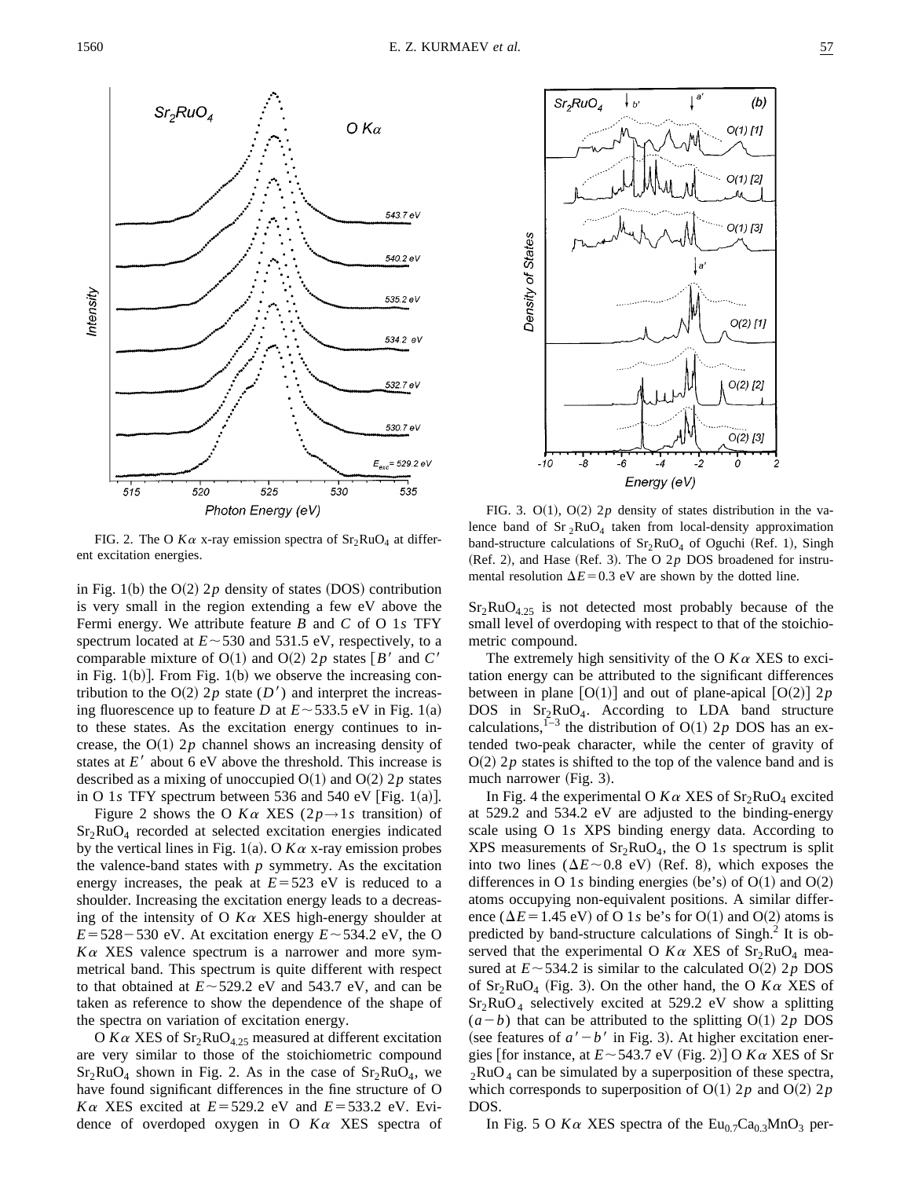FIG. 2. The O $K\alpha$ x-ray emission spectra of $Sr_2RuO_4$ at different excitation energies.

FIG. 3. O(1), O(2) $2p$ density of states distribution in the valence band of $Sr_2RuO_4$ taken from local-density approximation band-structure calculations of $Sr_2RuO_4$ of Oguchi (Ref. 1), Singh (Ref. 2), and Hase (Ref. 3). The O $2p$ DOS broadened for instrumental resolution $\Delta E = 0.3$ eV are shown by the dotted line.

in Fig. 1(b) the O(2) $2p$ density of states (DOS) contribution is very small in the region extending a few eV above the Fermi energy. We attribute feature $B$ and $C$ of O $1s$ TFY spectrum located at $E \sim 530$ and 531.5 eV, respectively, to a comparable mixture of O(1) and O(2) $2p$ states [$B'$ and $C'$ in Fig. 1(b)]. From Fig. 1(b) we observe the increasing contribution to the O(2) $2p$ state ($D'$) and interpret the increasing fluorescence up to feature $D$ at $E \sim 533.5$ eV in Fig. 1(a) to these states. As the excitation energy continues to increase, the O(1) $2p$ channel shows an increasing density of states at $E'$ about 6 eV above the threshold. This increase is described as a mixing of unoccupied O(1) and O(2) $2p$ states in O $1s$ TFY spectrum between 536 and 540 eV [Fig. 1(a)].

Figure 2 shows the O $K\alpha$ XES ($2p \rightarrow 1s$ transition) of $Sr_2RuO_4$ recorded at selected excitation energies indicated by the vertical lines in Fig. 1(a). O $K\alpha$ x-ray emission probes the valence-band states with $p$ symmetry. As the excitation energy increases, the peak at $E = 523$ eV is reduced to a shoulder. Increasing the excitation energy leads to a decreasing of the intensity of O $K\alpha$ XES high-energy shoulder at $E = 528 - 530$ eV. At excitation energy $E \sim 534.2$ eV, the O $K\alpha$ XES valence spectrum is a narrower and more symmetrical band. This spectrum is quite different with respect to that obtained at $E \sim 529.2$ eV and 543.7 eV, and can be taken as reference to show the dependence of the shape of the spectra on variation of excitation energy.

O $K\alpha$ XES of $Sr_2RuO_{4.25}$ measured at different excitation are very similar to those of the stoichiometric compound $Sr_2RuO_4$ shown in Fig. 2. As in the case of $Sr_2RuO_4$, we have found significant differences in the fine structure of O $K\alpha$ XES excited at $E = 529.2$ eV and $E = 533.2$ eV. Evidence of overdoped oxygen in O $K\alpha$ XES spectra of $Sr_2RuO_{4.25}$ is not detected most probably because of the small level of overdoping with respect to that of the stoichiometric compound.

The extremely high sensitivity of the O $K\alpha$ XES to excitation energy can be attributed to the significant differences between in plane [O(1)] and out of plane-apical [O(2)] $2p$ DOS in $Sr_2RuO_4$. According to LDA band structure calculations,[1–3] the distribution of O(1) $2p$ DOS has an extended two-peak character, while the center of gravity of O(2) $2p$ states is shifted to the top of the valence band and is much narrower (Fig. 3).

In Fig. 4 the experimental O $K\alpha$ XES of $Sr_2RuO_4$ excited at 529.2 and 534.2 eV are adjusted to the binding-energy scale using O $1s$ XPS binding energy data. According to XPS measurements of $Sr_2RuO_4$, the O $1s$ spectrum is split into two lines ($\Delta E \sim 0.8$ eV) (Ref. 8), which exposes the differences in O $1s$ binding energies (be's) of O(1) and O(2) atoms occupying non-equivalent positions. A similar difference ($\Delta E = 1.45$ eV) of O $1s$ be's for O(1) and O(2) atoms is predicted by band-structure calculations of Singh.[2] It is observed that the experimental O $K\alpha$ XES of $Sr_2RuO_4$ measured at $E \sim 534.2$ is similar to the calculated O(2) $2p$ DOS of $Sr_2RuO_4$ (Fig. 3). On the other hand, the O $K\alpha$ XES of $Sr_2RuO_4$ selectively excited at 529.2 eV show a splitting ($a - b$) that can be attributed to the splitting O(1) $2p$ DOS (see features of $a' - b'$ in Fig. 3). At higher excitation energies [for instance, at $E \sim 543.7$ eV (Fig. 2)] O $K\alpha$ XES of $Sr_2RuO_4$ can be simulated by a superposition of these spectra, which corresponds to superposition of O(1) $2p$ and O(2) $2p$ DOS.

In Fig. 5 O $K\alpha$ XES spectra of the $Eu_{0.7}Ca_{0.3}MnO_3$ per-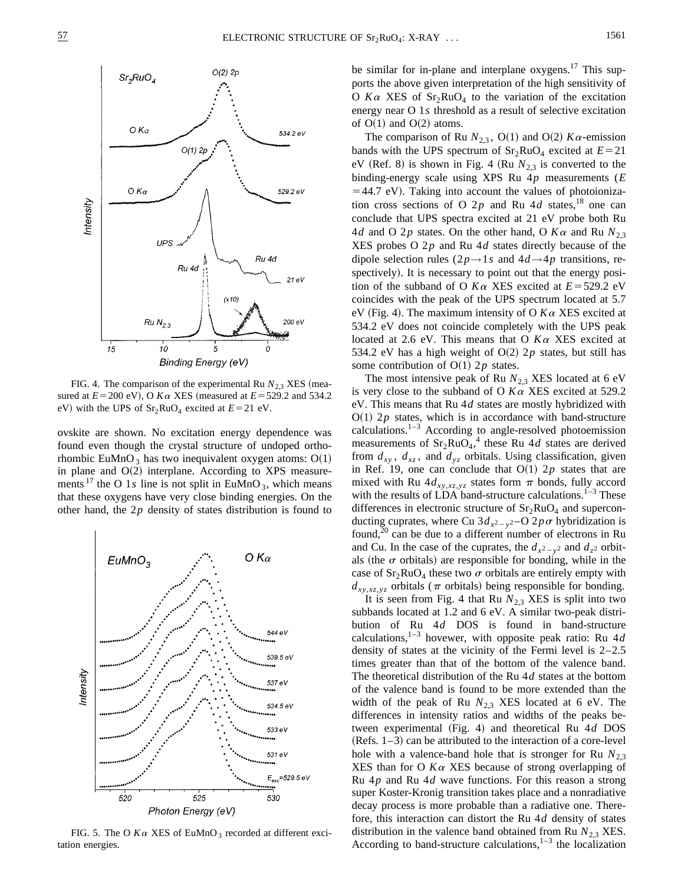FIG. 4. The comparison of the experimental Ru $N_{2,3}$ XES (measured at $E=200$ eV), O $K\alpha$ XES (measured at $E=529.2$ and 534.2 eV) with the UPS of $Sr_2RuO_4$ excited at $E=21$ eV.

ovskite are shown. No excitation energy dependence was found even though the crystal structure of undoped orthorhombic $EuMnO_3$ has two inequivalent oxygen atoms: O(1) in plane and O(2) interplane. According to XPS measurements[17] the O 1$s$ line is not split in $EuMnO_3$, which means that these oxygens have very close binding energies. On the other hand, the 2$p$ density of states distribution is found to

FIG. 5. The O $K\alpha$ XES of $EuMnO_3$ recorded at different excitation energies.

be similar for in-plane and interplane oxygens.[17] This supports the above given interpretation of the high sensitivity of O $K\alpha$ XES of $Sr_2RuO_4$ to the variation of the excitation energy near O 1$s$ threshold as a result of selective excitation of O(1) and O(2) atoms.

The comparison of Ru $N_{2,3}$, O(1) and O(2) $K\alpha$-emission bands with the UPS spectrum of $Sr_2RuO_4$ excited at $E=21$ eV (Ref. 8) is shown in Fig. 4 (Ru $N_{2,3}$ is converted to the binding-energy scale using XPS Ru 4$p$ measurements ($E=44.7$ eV). Taking into account the values of photoionization cross sections of O 2$p$ and Ru 4$d$ states,[18] one can conclude that UPS spectra excited at 21 eV probe both Ru 4$d$ and O 2$p$ states. On the other hand, O $K\alpha$ and Ru $N_{2,3}$ XES probes O 2$p$ and Ru 4$d$ states directly because of the dipole selection rules ($2p\rightarrow 1s$ and $4d\rightarrow 4p$ transitions, respectively). It is necessary to point out that the energy position of the subband of O $K\alpha$ XES excited at $E=529.2$ eV coincides with the peak of the UPS spectrum located at 5.7 eV (Fig. 4). The maximum intensity of O $K\alpha$ XES excited at 534.2 eV does not coincide completely with the UPS peak located at 2.6 eV. This means that O $K\alpha$ XES excited at 534.2 eV has a high weight of O(2) 2$p$ states, but still has some contribution of O(1) 2$p$ states.

The most intensive peak of Ru $N_{2,3}$ XES located at 6 eV is very close to the subband of O $K\alpha$ XES excited at 529.2 eV. This means that Ru 4$d$ states are mostly hybridized with O(1) 2$p$ states, which is in accordance with band-structure calculations.[1–3] According to angle-resolved photoemission measurements of $Sr_2RuO_4$,[4] these Ru 4$d$ states are derived from $d_{xy}$, $d_{xz}$, and $d_{yz}$ orbitals. Using classification, given in Ref. 19, one can conclude that O(1) 2$p$ states that are mixed with Ru 4$d_{xy,xz,yz}$ states form $\pi$ bonds, fully accord with the results of LDA band-structure calculations.[1–3] These differences in electronic structure of $Sr_2RuO_4$ and superconducting cuprates, where Cu 3$d_{x^2-y^2}$–O 2$p\sigma$ hybridization is found,[20] can be due to a different number of electrons in Ru and Cu. In the case of the cuprates, the $d_{x^2-y^2}$ and $d_{z^2}$ orbitals (the $\sigma$ orbitals) are responsible for bonding, while in the case of $Sr_2RuO_4$ these two $\sigma$ orbitals are entirely empty with $d_{xy,xz,yz}$ orbitals ($\pi$ orbitals) being responsible for bonding.

It is seen from Fig. 4 that Ru $N_{2,3}$ XES is split into two subbands located at 1.2 and 6 eV. A similar two-peak distribution of Ru 4$d$ DOS is found in band-structure calculations,[1–3] however, with opposite peak ratio: Ru 4$d$ density of states at the vicinity of the Fermi level is 2–2.5 times greater than that of the bottom of the valence band. The theoretical distribution of the Ru 4$d$ states at the bottom of the valence band is found to be more extended than the width of the peak of Ru $N_{2,3}$ XES located at 6 eV. The differences in intensity ratios and widths of the peaks between experimental (Fig. 4) and theoretical Ru 4$d$ DOS (Refs. 1–3) can be attributed to the interaction of a core-level hole with a valence-band hole that is stronger for Ru $N_{2,3}$ XES than for O $K\alpha$ XES because of strong overlapping of Ru 4$p$ and Ru 4$d$ wave functions. For this reason a strong super Koster-Kronig transition takes place and a nonradiative decay process is more probable than a radiative one. Therefore, this interaction can distort the Ru 4$d$ density of states distribution in the valence band obtained from Ru $N_{2,3}$ XES. According to band-structure calculations,[1–3] the localization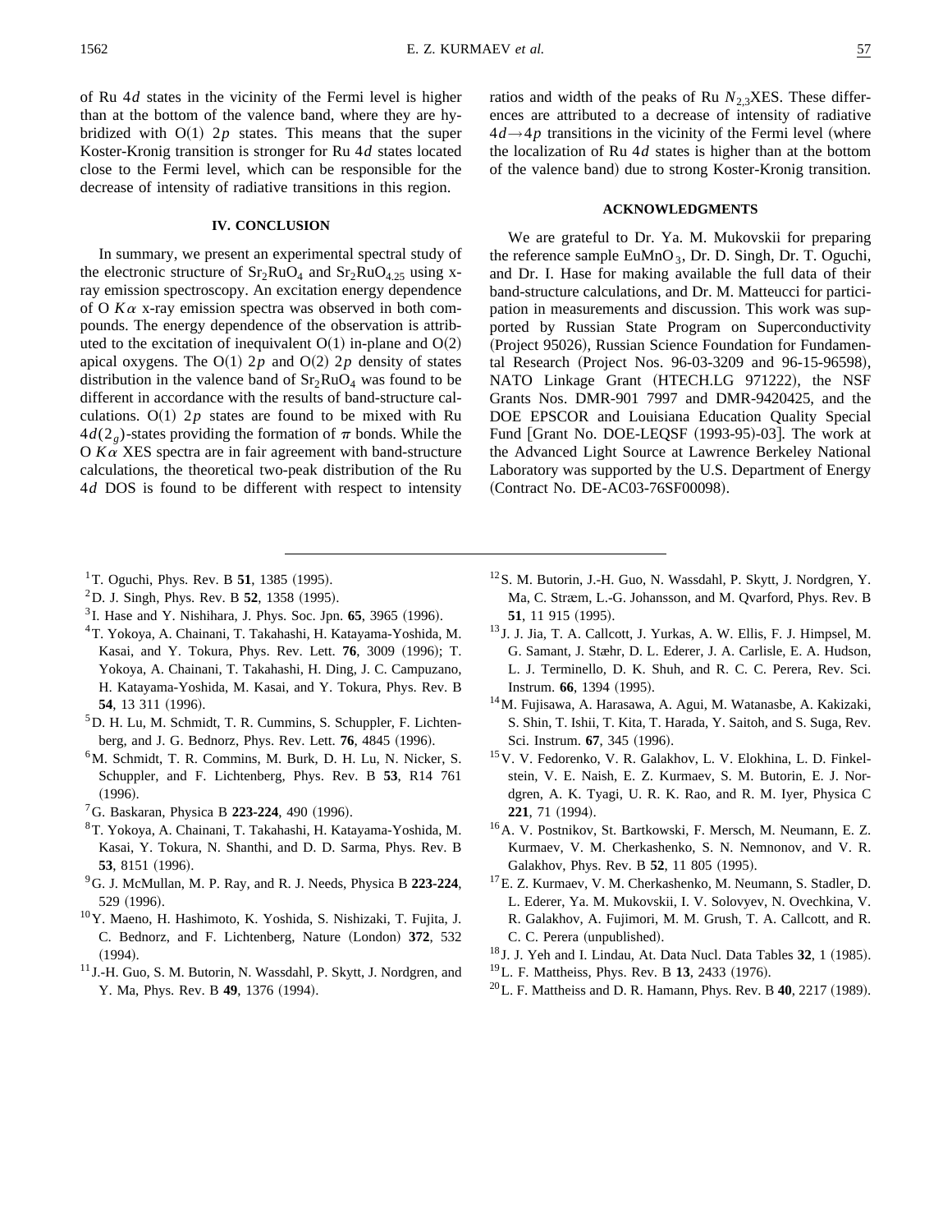of Ru $4d$ states in the vicinity of the Fermi level is higher than at the bottom of the valence band, where they are hybridized with O(1) $2p$ states. This means that the super Koster-Kronig transition is stronger for Ru $4d$ states located close to the Fermi level, which can be responsible for the decrease of intensity of radiative transitions in this region.

## IV. CONCLUSION

In summary, we present an experimental spectral study of the electronic structure of $Sr_2RuO_4$ and $Sr_2RuO_{4.25}$ using x-ray emission spectroscopy. An excitation energy dependence of O $K\alpha$ x-ray emission spectra was observed in both compounds. The energy dependence of the observation is attributed to the excitation of inequivalent O(1) in-plane and O(2) apical oxygens. The O(1) $2p$ and O(2) $2p$ density of states distribution in the valence band of $Sr_2RuO_4$ was found to be different in accordance with the results of band-structure calculations. O(1) $2p$ states are found to be mixed with Ru $4d(2_g)$-states providing the formation of $\pi$ bonds. While the O $K\alpha$ XES spectra are in fair agreement with band-structure calculations, the theoretical two-peak distribution of the Ru $4d$ DOS is found to be different with respect to intensity ratios and width of the peaks of Ru $N_{2,3}$XES. These differences are attributed to a decrease of intensity of radiative $4d \rightarrow 4p$ transitions in the vicinity of the Fermi level (where the localization of Ru $4d$ states is higher than at the bottom of the valence band) due to strong Koster-Kronig transition.

## ACKNOWLEDGMENTS

We are grateful to Dr. Ya. M. Mukovskii for preparing the reference sample $EuMnO_3$, Dr. D. Singh, Dr. T. Oguchi, and Dr. I. Hase for making available the full data of their band-structure calculations, and Dr. M. Matteucci for participation in measurements and discussion. This work was supported by Russian State Program on Superconductivity (Project 95026), Russian Science Foundation for Fundamental Research (Project Nos. 96-03-3209 and 96-15-96598), NATO Linkage Grant (HTECH.LG 971222), the NSF Grants Nos. DMR-901 7997 and DMR-9420425, and the DOE EPSCOR and Louisiana Education Quality Special Fund [Grant No. DOE-LEQSF (1993-95)-03]. The work at the Advanced Light Source at Lawrence Berkeley National Laboratory was supported by the U.S. Department of Energy (Contract No. DE-AC03-76SF00098).

---

[1] T. Oguchi, Phys. Rev. B **51**, 1385 (1995).

[2] D. J. Singh, Phys. Rev. B **52**, 1358 (1995).

[3] I. Hase and Y. Nishihara, J. Phys. Soc. Jpn. **65**, 3965 (1996).

[4] T. Yokoya, A. Chainani, T. Takahashi, H. Katayama-Yoshida, M. Kasai, and Y. Tokura, Phys. Rev. Lett. **76**, 3009 (1996); T. Yokoya, A. Chainani, T. Takahashi, H. Ding, J. C. Campuzano, H. Katayama-Yoshida, M. Kasai, and Y. Tokura, Phys. Rev. B **54**, 13 311 (1996).

[5] D. H. Lu, M. Schmidt, T. R. Cummins, S. Schuppler, F. Lichtenberg, and J. G. Bednorz, Phys. Rev. Lett. **76**, 4845 (1996).

[6] M. Schmidt, T. R. Commins, M. Burk, D. H. Lu, N. Nicker, S. Schuppler, and F. Lichtenberg, Phys. Rev. B **53**, R14 761 (1996).

[7] G. Baskaran, Physica B **223-224**, 490 (1996).

[8] T. Yokoya, A. Chainani, T. Takahashi, H. Katayama-Yoshida, M. Kasai, Y. Tokura, N. Shanthi, and D. D. Sarma, Phys. Rev. B **53**, 8151 (1996).

[9] G. J. McMullan, M. P. Ray, and R. J. Needs, Physica B **223-224**, 529 (1996).

[10] Y. Maeno, H. Hashimoto, K. Yoshida, S. Nishizaki, T. Fujita, J. C. Bednorz, and F. Lichtenberg, Nature (London) **372**, 532 (1994).

[11] J.-H. Guo, S. M. Butorin, N. Wassdahl, P. Skytt, J. Nordgren, and Y. Ma, Phys. Rev. B **49**, 1376 (1994).

[12] S. M. Butorin, J.-H. Guo, N. Wassdahl, P. Skytt, J. Nordgren, Y. Ma, C. Stræm, L.-G. Johansson, and M. Qvarford, Phys. Rev. B **51**, 11 915 (1995).

[13] J. J. Jia, T. A. Callcott, J. Yurkas, A. W. Ellis, F. J. Himpsel, M. G. Samant, J. Stæhr, D. L. Ederer, J. A. Carlisle, E. A. Hudson, L. J. Terminello, D. K. Shuh, and R. C. C. Perera, Rev. Sci. Instrum. **66**, 1394 (1995).

[14] M. Fujisawa, A. Harasawa, A. Agui, M. Watanasbe, A. Kakizaki, S. Shin, T. Ishii, T. Kita, T. Harada, Y. Saitoh, and S. Suga, Rev. Sci. Instrum. **67**, 345 (1996).

[15] V. V. Fedorenko, V. R. Galakhov, L. V. Elokhina, L. D. Finkelstein, V. E. Naish, E. Z. Kurmaev, S. M. Butorin, E. J. Nordgren, A. K. Tyagi, U. R. K. Rao, and R. M. Iyer, Physica C **221**, 71 (1994).

[16] A. V. Postnikov, St. Bartkowski, F. Mersch, M. Neumann, E. Z. Kurmaev, V. M. Cherkashenko, S. N. Nemnonov, and V. R. Galakhov, Phys. Rev. B **52**, 11 805 (1995).

[17] E. Z. Kurmaev, V. M. Cherkashenko, M. Neumann, S. Stadler, D. L. Ederer, Ya. M. Mukovskii, I. V. Solovyev, N. Ovechkina, V. R. Galakhov, A. Fujimori, M. M. Grush, T. A. Callcott, and R. C. C. Perera (unpublished).

[18] J. J. Yeh and I. Lindau, At. Data Nucl. Data Tables **32**, 1 (1985).

[19] L. F. Mattheiss, Phys. Rev. B **13**, 2433 (1976).

[20] L. F. Mattheiss and D. R. Hamann, Phys. Rev. B **40**, 2217 (1989).